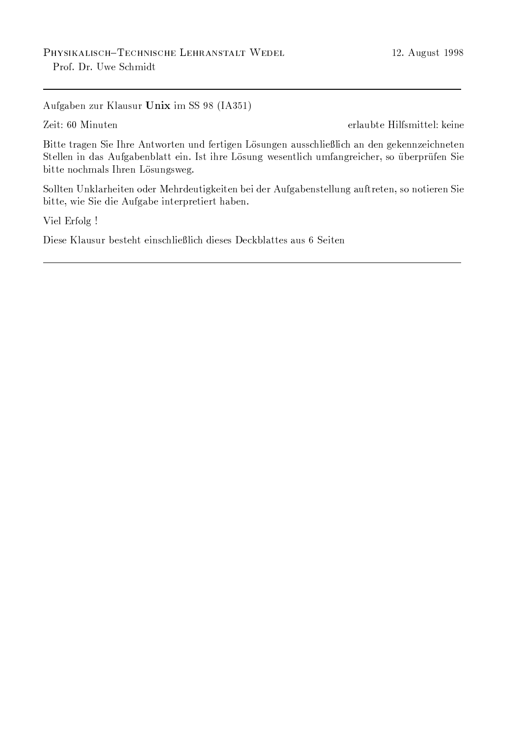Physikalisch–Technische Lehranstalt Wedel  
Prof. Dr. Uwe Schmidt

12. August 1998

---

Aufgaben zur Klausur **Unix** im SS 98 (IA351)

Zeit: 60 Minuten

erlaubte Hilfsmittel: keine

Bitte tragen Sie Ihre Antworten und fertigen Lösungen ausschließlich an den gekennzeichneten Stellen in das Aufgabenblatt ein. Ist ihre Lösung wesentlich umfangreicher, so überprüfen Sie bitte nochmals Ihren Lösungsweg.

Sollten Unklarheiten oder Mehrdeutigkeiten bei der Aufgabenstellung auftreten, so notieren Sie bitte, wie Sie die Aufgabe interpretiert haben.

Viel Erfolg !

Diese Klausur besteht einschließlich dieses Deckblattes aus 6 Seiten

---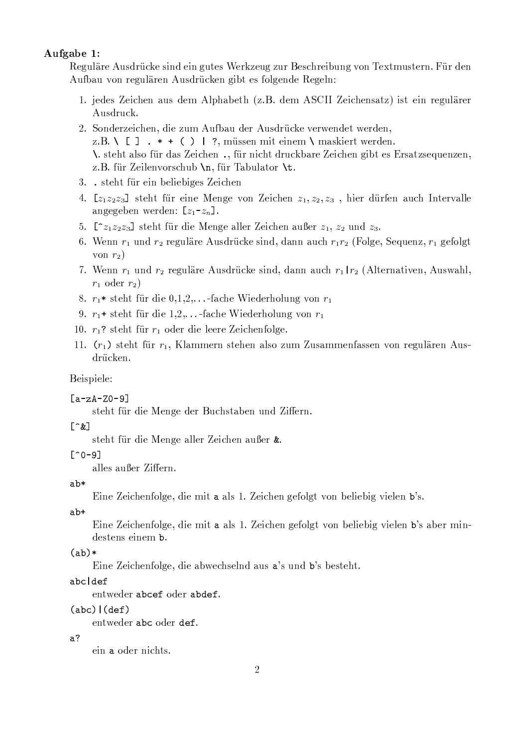**Aufgabe 1:**

Reguläre Ausdrücke sind ein gutes Werkzeug zur Beschreibung von Textmustern. Für den Aufbau von regulären Ausdrücken gibt es folgende Regeln:

1. jedes Zeichen aus dem Alphabeth (z.B. dem ASCII Zeichensatz) ist ein regulärer Ausdruck.
2. Sonderzeichen, die zum Aufbau der Ausdrücke verwendet werden, z.B. `\ [ ] . * + ( ) | ?`, müssen mit einem `\` maskiert werden. `\.` steht also für das Zeichen `.`, für nicht druckbare Zeichen gibt es Ersatzsequenzen, z.B. für Zeilenvorschub `\n`, für Tabulator `\t`.
3. `.` steht für ein beliebiges Zeichen
4. `[`$z_1 z_2 z_3$`]` steht für eine Menge von Zeichen $z_1, z_2, z_3$ , hier dürfen auch Intervalle angegeben werden: `[`$z_1$`-`$z_n$`]`.
5. `[^`$z_1 z_2 z_3$`]` steht für die Menge aller Zeichen außer $z_1$, $z_2$ und $z_3$.
6. Wenn $r_1$ und $r_2$ reguläre Ausdrücke sind, dann auch $r_1 r_2$ (Folge, Sequenz, $r_1$ gefolgt von $r_2$)
7. Wenn $r_1$ und $r_2$ reguläre Ausdrücke sind, dann auch $r_1$`|`$r_2$ (Alternativen, Auswahl, $r_1$ oder $r_2$)
8. $r_1$`*` steht für die 0,1,2,...-fache Wiederholung von $r_1$
9. $r_1$`+` steht für die 1,2,...-fache Wiederholung von $r_1$
10. $r_1$`?` steht für $r_1$ oder die leere Zeichenfolge.
11. `(`$r_1$`)` steht für $r_1$, Klammern stehen also zum Zusammenfassen von regulären Ausdrücken.

Beispiele:

`[a-zA-Z0-9]`
: steht für die Menge der Buchstaben und Ziffern.

`[^&]`
: steht für die Menge aller Zeichen außer `&`.

`[^0-9]`
: alles außer Ziffern.

`ab*`
: Eine Zeichenfolge, die mit `a` als 1. Zeichen gefolgt von beliebig vielen `b`'s.

`ab+`
: Eine Zeichenfolge, die mit `a` als 1. Zeichen gefolgt von beliebig vielen `b`'s aber mindestens einem `b`.

`(ab)*`
: Eine Zeichenfolge, die abwechselnd aus `a`'s und `b`'s besteht.

`abc|def`
: entweder `abcef` oder `abdef`.

`(abc)|(def)`
: entweder `abc` oder `def`.

`a?`
: ein `a` oder nichts.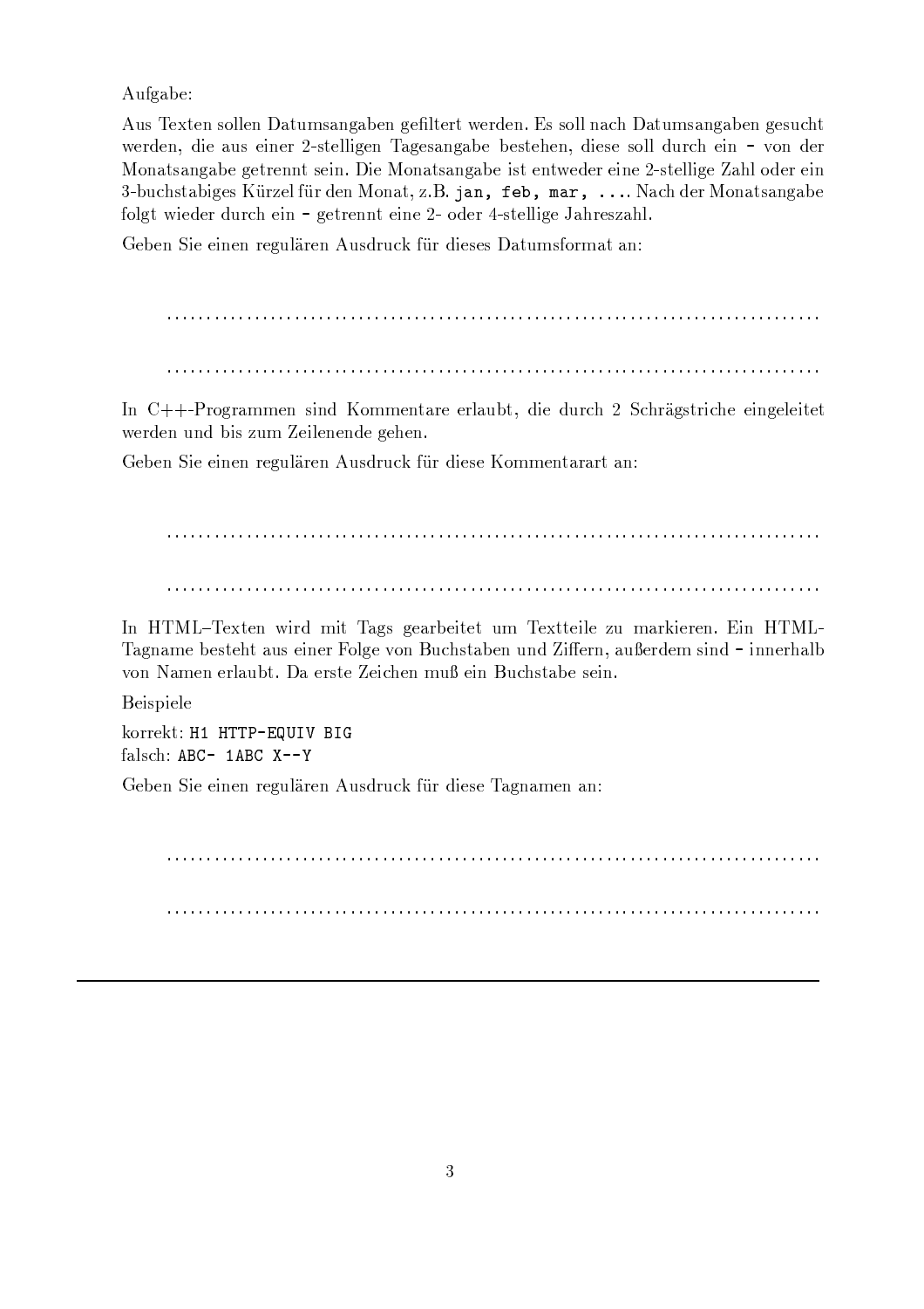Aufgabe:

Aus Texten sollen Datumsangaben gefiltert werden. Es soll nach Datumsangaben gesucht werden, die aus einer 2-stelligen Tagesangabe bestehen, diese soll durch ein `-` von der Monatsangabe getrennt sein. Die Monatsangabe ist entweder eine 2-stellige Zahl oder ein 3-buchstabiges Kürzel für den Monat, z.B. `jan, feb, mar, ...`. Nach der Monatsangabe folgt wieder durch ein `-` getrennt eine 2- oder 4-stellige Jahreszahl.

Geben Sie einen regulären Ausdruck für dieses Datumsformat an:

. . . . . . . . . . . . . . . . . . . . . . . . . . . . . . . . . . . . . . . . . . . . . . . . . . . . . . . . . . . . . . . . . . . . . . . . . . . . . . . . .

. . . . . . . . . . . . . . . . . . . . . . . . . . . . . . . . . . . . . . . . . . . . . . . . . . . . . . . . . . . . . . . . . . . . . . . . . . . . . . . . .

In C++-Programmen sind Kommentare erlaubt, die durch 2 Schrägstriche eingeleitet werden und bis zum Zeilenende gehen.

Geben Sie einen regulären Ausdruck für diese Kommentarart an:

. . . . . . . . . . . . . . . . . . . . . . . . . . . . . . . . . . . . . . . . . . . . . . . . . . . . . . . . . . . . . . . . . . . . . . . . . . . . . . . . .

. . . . . . . . . . . . . . . . . . . . . . . . . . . . . . . . . . . . . . . . . . . . . . . . . . . . . . . . . . . . . . . . . . . . . . . . . . . . . . . . .

In HTML–Texten wird mit Tags gearbeitet um Textteile zu markieren. Ein HTML-Tagname besteht aus einer Folge von Buchstaben und Ziffern, außerdem sind `-` innerhalb von Namen erlaubt. Da erste Zeichen muß ein Buchstabe sein.

Beispiele

korrekt: `H1 HTTP-EQUIV BIG`
falsch: `ABC- 1ABC X--Y`

Geben Sie einen regulären Ausdruck für diese Tagnamen an:

. . . . . . . . . . . . . . . . . . . . . . . . . . . . . . . . . . . . . . . . . . . . . . . . . . . . . . . . . . . . . . . . . . . . . . . . . . . . . . . . .

. . . . . . . . . . . . . . . . . . . . . . . . . . . . . . . . . . . . . . . . . . . . . . . . . . . . . . . . . . . . . . . . . . . . . . . . . . . . . . . . .

---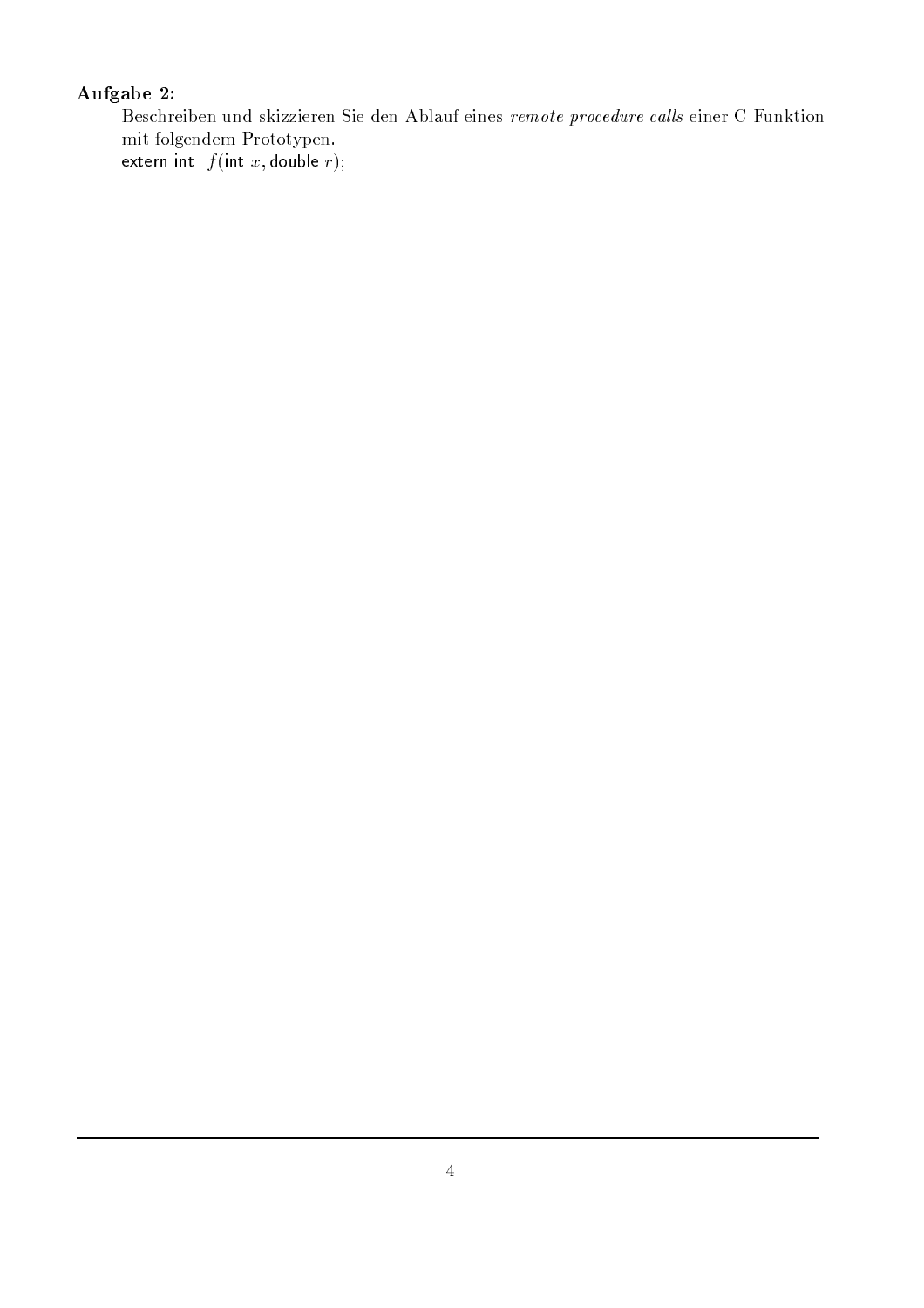**Aufgabe 2:**

Beschreiben und skizzieren Sie den Ablauf eines *remote procedure calls* einer C Funktion mit folgendem Prototypen.

extern int $f$(int $x$, double $r$);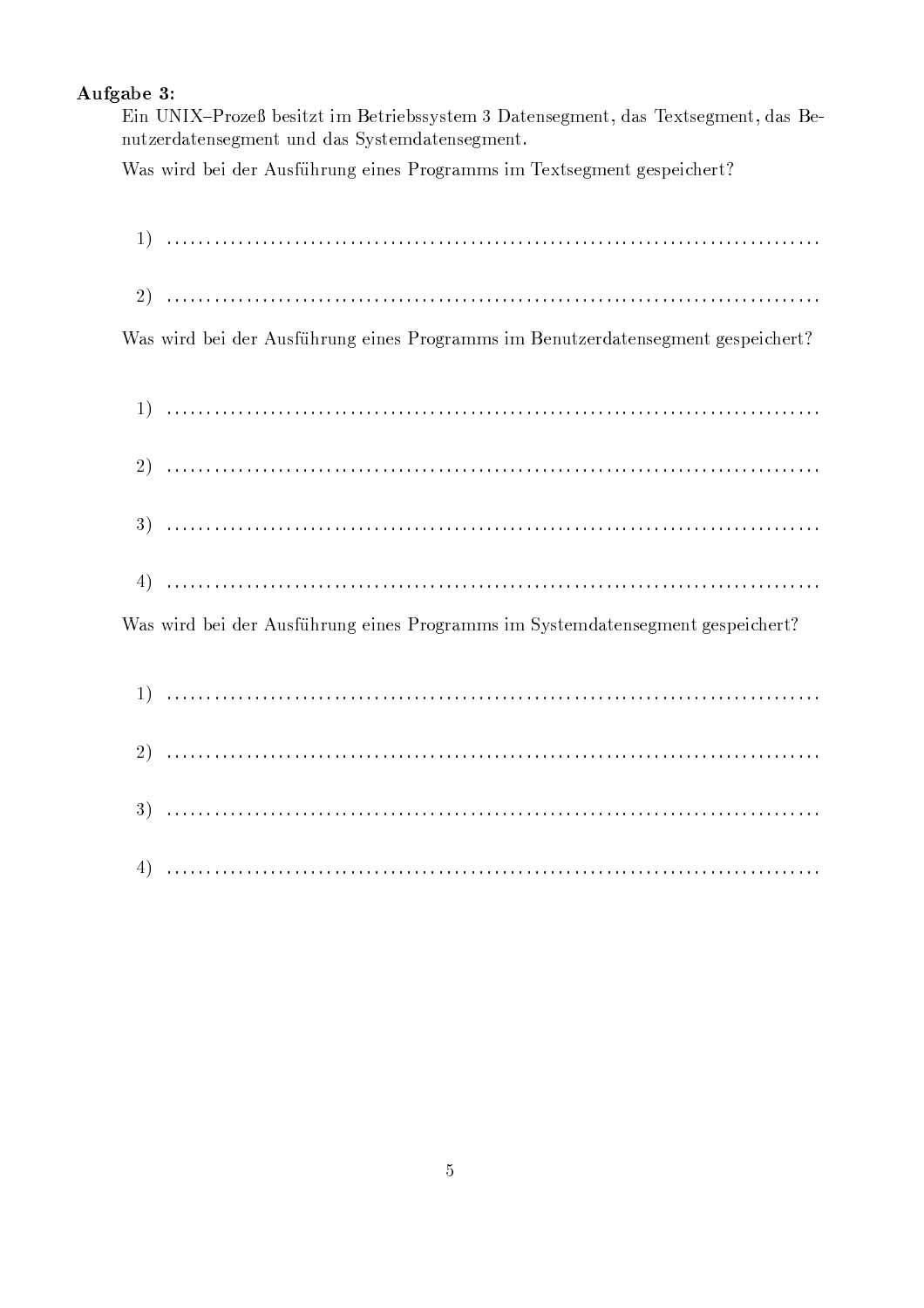**Aufgabe 3:**

Ein UNIX–Prozeß besitzt im Betriebssystem 3 Datensegment, das Textsegment, das Benutzerdatensegment und das Systemdatensegment.

Was wird bei der Ausführung eines Programms im Textsegment gespeichert?

1) ..........................................................................................

2) ..........................................................................................

Was wird bei der Ausführung eines Programms im Benutzerdatensegment gespeichert?

1) ..........................................................................................

2) ..........................................................................................

3) ..........................................................................................

4) ..........................................................................................

Was wird bei der Ausführung eines Programms im Systemdatensegment gespeichert?

1) ..........................................................................................

2) ..........................................................................................

3) ..........................................................................................

4) ..........................................................................................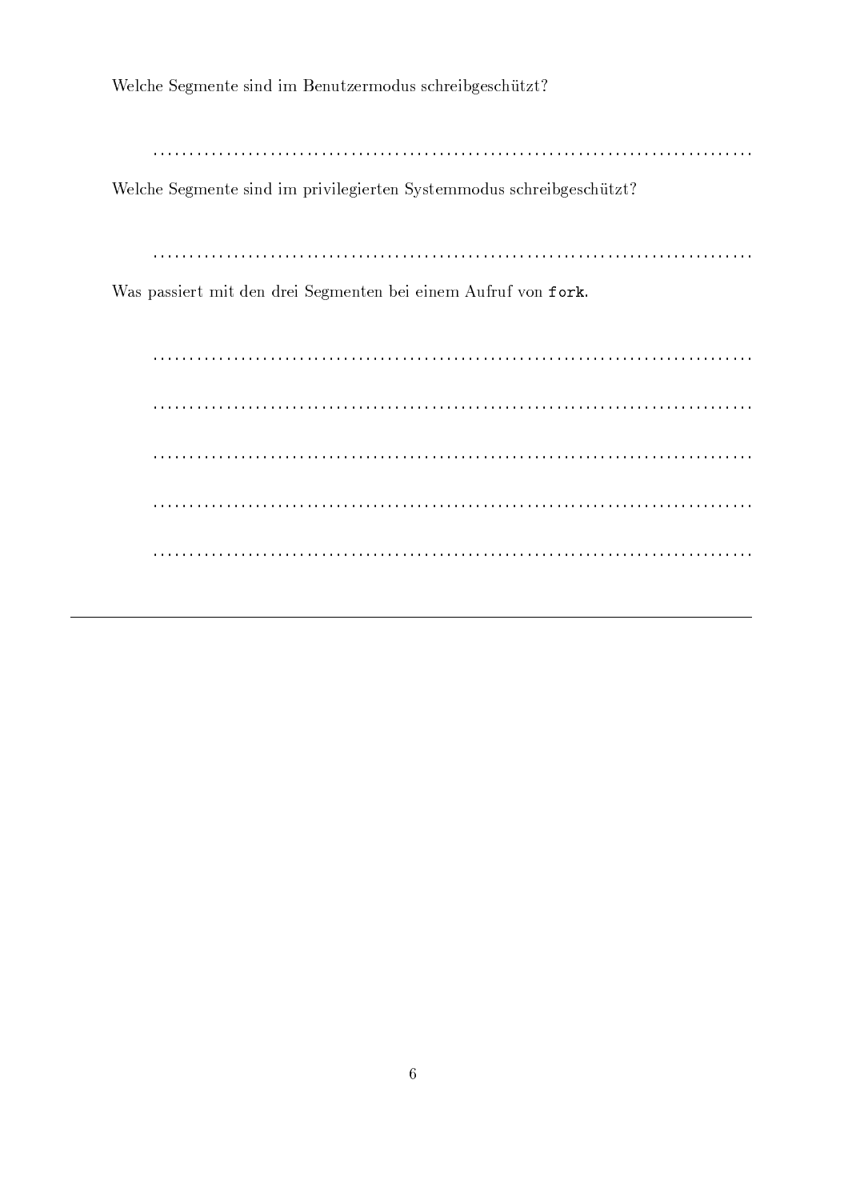Welche Segmente sind im Benutzermodus schreibgeschützt?

..............................................................................

Welche Segmente sind im privilegierten Systemmodus schreibgeschützt?

..............................................................................

Was passiert mit den drei Segmenten bei einem Aufruf von `fork`.

..............................................................................

..............................................................................

..............................................................................

..............................................................................

..............................................................................

---